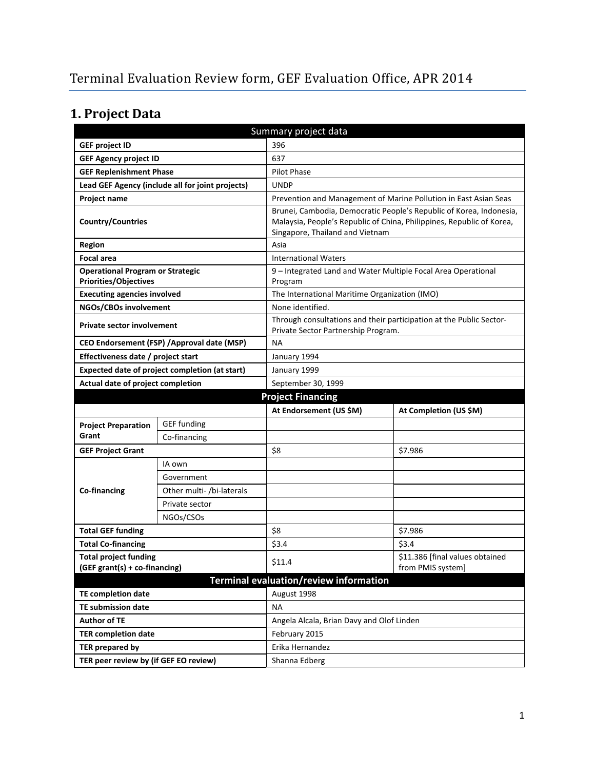# Terminal Evaluation Review form, GEF Evaluation Office, APR 2014

## 1. Project Data

| Summary project data | | | |
|---|---|---|---|
| **GEF project ID** | | 396 | |
| **GEF Agency project ID** | | 637 | |
| **GEF Replenishment Phase** | | Pilot Phase | |
| **Lead GEF Agency (include all for joint projects)** | | UNDP | |
| **Project name** | | Prevention and Management of Marine Pollution in East Asian Seas | |
| **Country/Countries** | | Brunei, Cambodia, Democratic People's Republic of Korea, Indonesia, Malaysia, People's Republic of China, Philippines, Republic of Korea, Singapore, Thailand and Vietnam | |
| **Region** | | Asia | |
| **Focal area** | | International Waters | |
| **Operational Program or Strategic Priorities/Objectives** | | 9 – Integrated Land and Water Multiple Focal Area Operational Program | |
| **Executing agencies involved** | | The International Maritime Organization (IMO) | |
| **NGOs/CBOs involvement** | | None identified. | |
| **Private sector involvement** | | Through consultations and their participation at the Public Sector-Private Sector Partnership Program. | |
| **CEO Endorsement (FSP) /Approval date (MSP)** | | NA | |
| **Effectiveness date / project start** | | January 1994 | |
| **Expected date of project completion (at start)** | | January 1999 | |
| **Actual date of project completion** | | September 30, 1999 | |
| **Project Financing** | | | |
| | | **At Endorsement (US $M)** | **At Completion (US $M)** |
| **Project Preparation Grant** | GEF funding | | |
| | Co-financing | | |
| **GEF Project Grant** | | $8 | $7.986 |
| **Co-financing** | IA own | | |
| | Government | | |
| | Other multi- /bi-laterals | | |
| | Private sector | | |
| | NGOs/CSOs | | |
| **Total GEF funding** | | $8 | $7.986 |
| **Total Co-financing** | | $3.4 | $3.4 |
| **Total project funding (GEF grant(s) + co-financing)** | | $11.4 | $11.386 [final values obtained from PMIS system] |
| **Terminal evaluation/review information** | | | |
| **TE completion date** | | August 1998 | |
| **TE submission date** | | NA | |
| **Author of TE** | | Angela Alcala, Brian Davy and Olof Linden | |
| **TER completion date** | | February 2015 | |
| **TER prepared by** | | Erika Hernandez | |
| **TER peer review by (if GEF EO review)** | | Shanna Edberg | |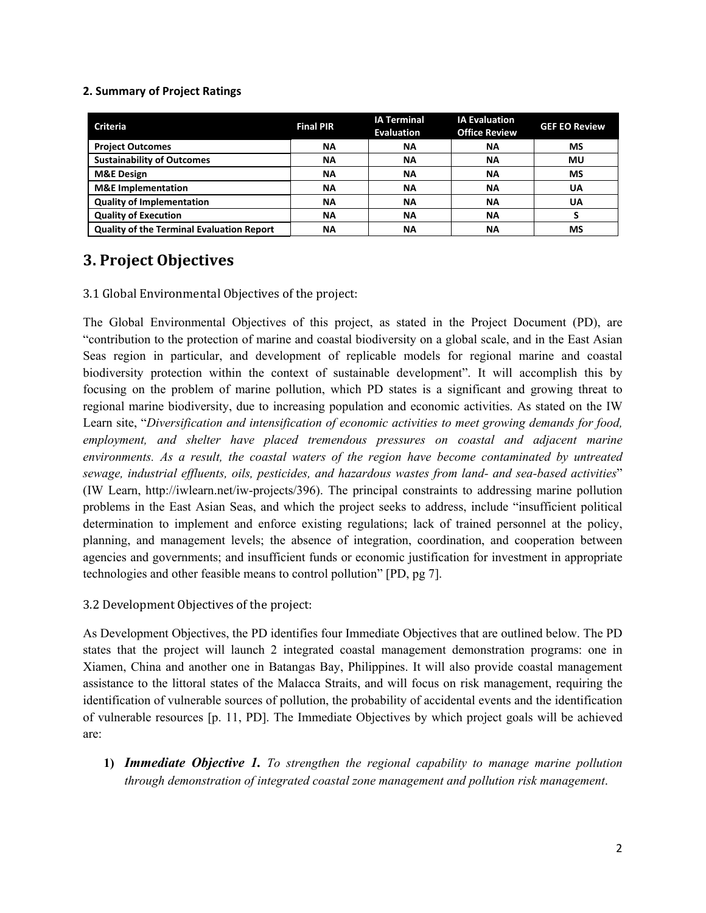**2. Summary of Project Ratings**

| Criteria | Final PIR | IA Terminal Evaluation | IA Evaluation Office Review | GEF EO Review |
|---|---|---|---|---|
| **Project Outcomes** | NA | NA | NA | MS |
| **Sustainability of Outcomes** | NA | NA | NA | MU |
| **M&E Design** | NA | NA | NA | MS |
| **M&E Implementation** | NA | NA | NA | UA |
| **Quality of Implementation** | NA | NA | NA | UA |
| **Quality of Execution** | NA | NA | NA | S |
| **Quality of the Terminal Evaluation Report** | NA | NA | NA | MS |

# 3. Project Objectives

3.1 Global Environmental Objectives of the project:

The Global Environmental Objectives of this project, as stated in the Project Document (PD), are "contribution to the protection of marine and coastal biodiversity on a global scale, and in the East Asian Seas region in particular, and development of replicable models for regional marine and coastal biodiversity protection within the context of sustainable development". It will accomplish this by focusing on the problem of marine pollution, which PD states is a significant and growing threat to regional marine biodiversity, due to increasing population and economic activities. As stated on the IW Learn site, "*Diversification and intensification of economic activities to meet growing demands for food, employment, and shelter have placed tremendous pressures on coastal and adjacent marine environments. As a result, the coastal waters of the region have become contaminated by untreated sewage, industrial effluents, oils, pesticides, and hazardous wastes from land- and sea-based activities*" (IW Learn, http://iwlearn.net/iw-projects/396). The principal constraints to addressing marine pollution problems in the East Asian Seas, and which the project seeks to address, include "insufficient political determination to implement and enforce existing regulations; lack of trained personnel at the policy, planning, and management levels; the absence of integration, coordination, and cooperation between agencies and governments; and insufficient funds or economic justification for investment in appropriate technologies and other feasible means to control pollution" [PD, pg 7].

3.2 Development Objectives of the project:

As Development Objectives, the PD identifies four Immediate Objectives that are outlined below. The PD states that the project will launch 2 integrated coastal management demonstration programs: one in Xiamen, China and another one in Batangas Bay, Philippines. It will also provide coastal management assistance to the littoral states of the Malacca Straits, and will focus on risk management, requiring the identification of vulnerable sources of pollution, the probability of accidental events and the identification of vulnerable resources [p. 11, PD]. The Immediate Objectives by which project goals will be achieved are:

1) ***Immediate Objective 1.*** *To strengthen the regional capability to manage marine pollution through demonstration of integrated coastal zone management and pollution risk management.*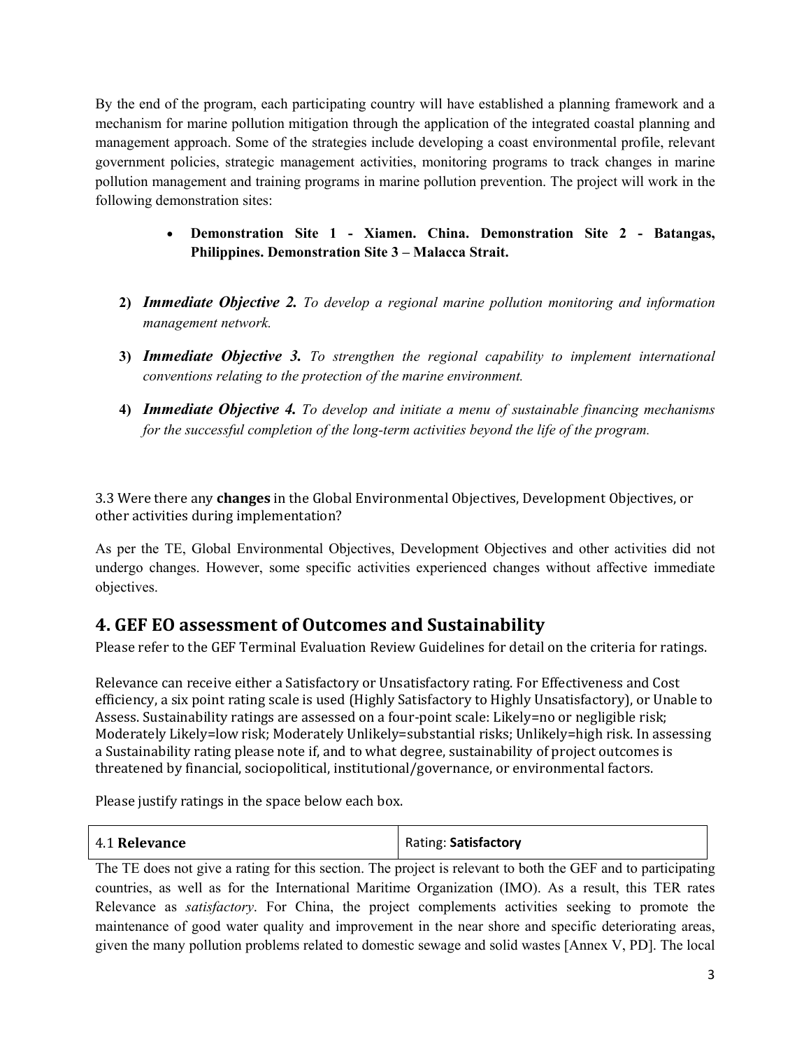By the end of the program, each participating country will have established a planning framework and a mechanism for marine pollution mitigation through the application of the integrated coastal planning and management approach. Some of the strategies include developing a coast environmental profile, relevant government policies, strategic management activities, monitoring programs to track changes in marine pollution management and training programs in marine pollution prevention. The project will work in the following demonstration sites:

- **Demonstration Site 1 - Xiamen. China. Demonstration Site 2 - Batangas, Philippines. Demonstration Site 3 – Malacca Strait.**

2) ***Immediate Objective 2.*** *To develop a regional marine pollution monitoring and information management network.*

3) ***Immediate Objective 3.*** *To strengthen the regional capability to implement international conventions relating to the protection of the marine environment.*

4) ***Immediate Objective 4.*** *To develop and initiate a menu of sustainable financing mechanisms for the successful completion of the long-term activities beyond the life of the program.*

3.3 Were there any **changes** in the Global Environmental Objectives, Development Objectives, or other activities during implementation?

As per the TE, Global Environmental Objectives, Development Objectives and other activities did not undergo changes. However, some specific activities experienced changes without affective immediate objectives.

## 4. GEF EO assessment of Outcomes and Sustainability

Please refer to the GEF Terminal Evaluation Review Guidelines for detail on the criteria for ratings.

Relevance can receive either a Satisfactory or Unsatisfactory rating. For Effectiveness and Cost efficiency, a six point rating scale is used (Highly Satisfactory to Highly Unsatisfactory), or Unable to Assess. Sustainability ratings are assessed on a four-point scale: Likely=no or negligible risk; Moderately Likely=low risk; Moderately Unlikely=substantial risks; Unlikely=high risk. In assessing a Sustainability rating please note if, and to what degree, sustainability of project outcomes is threatened by financial, sociopolitical, institutional/governance, or environmental factors.

Please justify ratings in the space below each box.

| 4.1 **Relevance** | Rating: **Satisfactory** |
|---|---|

The TE does not give a rating for this section. The project is relevant to both the GEF and to participating countries, as well as for the International Maritime Organization (IMO). As a result, this TER rates Relevance as *satisfactory*. For China, the project complements activities seeking to promote the maintenance of good water quality and improvement in the near shore and specific deteriorating areas, given the many pollution problems related to domestic sewage and solid wastes [Annex V, PD]. The local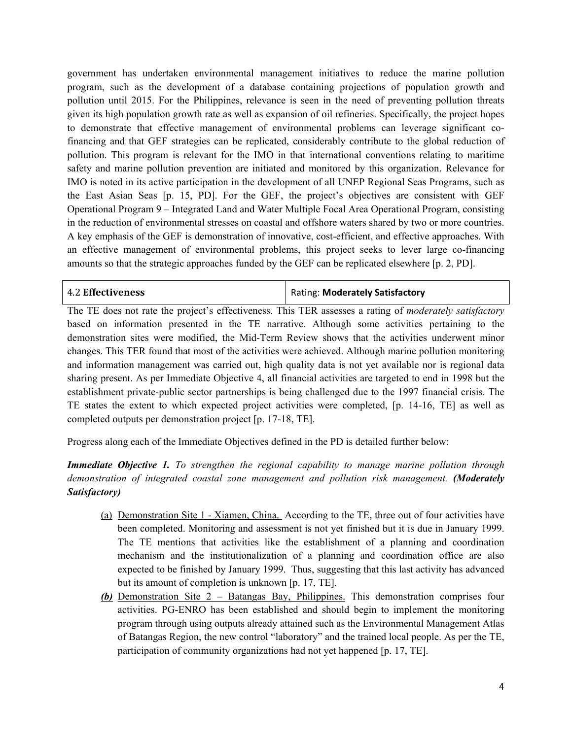government has undertaken environmental management initiatives to reduce the marine pollution program, such as the development of a database containing projections of population growth and pollution until 2015. For the Philippines, relevance is seen in the need of preventing pollution threats given its high population growth rate as well as expansion of oil refineries. Specifically, the project hopes to demonstrate that effective management of environmental problems can leverage significant co-financing and that GEF strategies can be replicated, considerably contribute to the global reduction of pollution. This program is relevant for the IMO in that international conventions relating to maritime safety and marine pollution prevention are initiated and monitored by this organization. Relevance for IMO is noted in its active participation in the development of all UNEP Regional Seas Programs, such as the East Asian Seas [p. 15, PD]. For the GEF, the project's objectives are consistent with GEF Operational Program 9 – Integrated Land and Water Multiple Focal Area Operational Program, consisting in the reduction of environmental stresses on coastal and offshore waters shared by two or more countries. A key emphasis of the GEF is demonstration of innovative, cost-efficient, and effective approaches. With an effective management of environmental problems, this project seeks to lever large co-financing amounts so that the strategic approaches funded by the GEF can be replicated elsewhere [p. 2, PD].

| 4.2 **Effectiveness** | Rating: **Moderately Satisfactory** |
|---|---|

The TE does not rate the project's effectiveness. This TER assesses a rating of *moderately satisfactory* based on information presented in the TE narrative. Although some activities pertaining to the demonstration sites were modified, the Mid-Term Review shows that the activities underwent minor changes. This TER found that most of the activities were achieved. Although marine pollution monitoring and information management was carried out, high quality data is not yet available nor is regional data sharing present. As per Immediate Objective 4, all financial activities are targeted to end in 1998 but the establishment private-public sector partnerships is being challenged due to the 1997 financial crisis. The TE states the extent to which expected project activities were completed, [p. 14-16, TE] as well as completed outputs per demonstration project [p. 17-18, TE].

Progress along each of the Immediate Objectives defined in the PD is detailed further below:

***Immediate Objective 1.*** *To strengthen the regional capability to manage marine pollution through demonstration of integrated coastal zone management and pollution risk management.* ***(Moderately Satisfactory)***

(a) Demonstration Site 1 - Xiamen, China. According to the TE, three out of four activities have been completed. Monitoring and assessment is not yet finished but it is due in January 1999. The TE mentions that activities like the establishment of a planning and coordination mechanism and the institutionalization of a planning and coordination office are also expected to be finished by January 1999. Thus, suggesting that this last activity has advanced but its amount of completion is unknown [p. 17, TE].

***(b)*** Demonstration Site 2 – Batangas Bay, Philippines. This demonstration comprises four activities. PG-ENRO has been established and should begin to implement the monitoring program through using outputs already attained such as the Environmental Management Atlas of Batangas Region, the new control "laboratory" and the trained local people. As per the TE, participation of community organizations had not yet happened [p. 17, TE].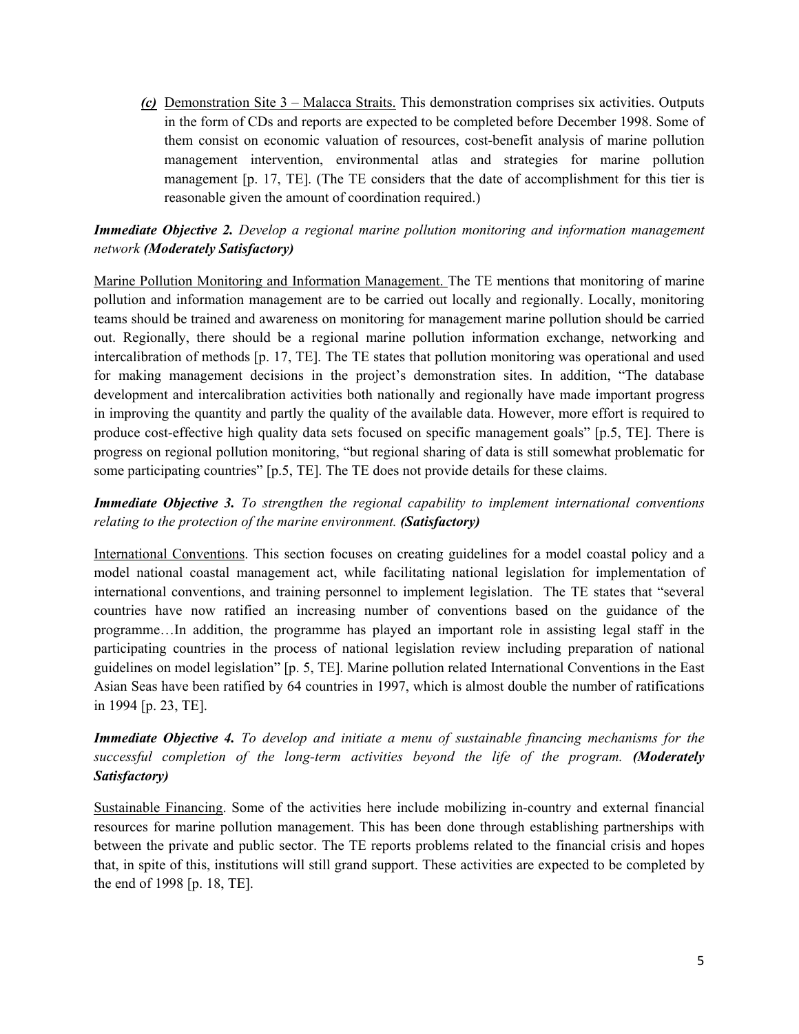*(c)* Demonstration Site 3 – Malacca Straits. This demonstration comprises six activities. Outputs in the form of CDs and reports are expected to be completed before December 1998. Some of them consist on economic valuation of resources, cost-benefit analysis of marine pollution management intervention, environmental atlas and strategies for marine pollution management [p. 17, TE]. (The TE considers that the date of accomplishment for this tier is reasonable given the amount of coordination required.)

***Immediate Objective 2.*** *Develop a regional marine pollution monitoring and information management network* ***(Moderately Satisfactory)***

Marine Pollution Monitoring and Information Management. The TE mentions that monitoring of marine pollution and information management are to be carried out locally and regionally. Locally, monitoring teams should be trained and awareness on monitoring for management marine pollution should be carried out. Regionally, there should be a regional marine pollution information exchange, networking and intercalibration of methods [p. 17, TE]. The TE states that pollution monitoring was operational and used for making management decisions in the project's demonstration sites. In addition, "The database development and intercalibration activities both nationally and regionally have made important progress in improving the quantity and partly the quality of the available data. However, more effort is required to produce cost-effective high quality data sets focused on specific management goals" [p.5, TE]. There is progress on regional pollution monitoring, "but regional sharing of data is still somewhat problematic for some participating countries" [p.5, TE]. The TE does not provide details for these claims.

***Immediate Objective 3.*** *To strengthen the regional capability to implement international conventions relating to the protection of the marine environment.* ***(Satisfactory)***

International Conventions. This section focuses on creating guidelines for a model coastal policy and a model national coastal management act, while facilitating national legislation for implementation of international conventions, and training personnel to implement legislation. The TE states that "several countries have now ratified an increasing number of conventions based on the guidance of the programme…In addition, the programme has played an important role in assisting legal staff in the participating countries in the process of national legislation review including preparation of national guidelines on model legislation" [p. 5, TE]. Marine pollution related International Conventions in the East Asian Seas have been ratified by 64 countries in 1997, which is almost double the number of ratifications in 1994 [p. 23, TE].

***Immediate Objective 4.*** *To develop and initiate a menu of sustainable financing mechanisms for the successful completion of the long-term activities beyond the life of the program.* ***(Moderately Satisfactory)***

Sustainable Financing. Some of the activities here include mobilizing in-country and external financial resources for marine pollution management. This has been done through establishing partnerships with between the private and public sector. The TE reports problems related to the financial crisis and hopes that, in spite of this, institutions will still grand support. These activities are expected to be completed by the end of 1998 [p. 18, TE].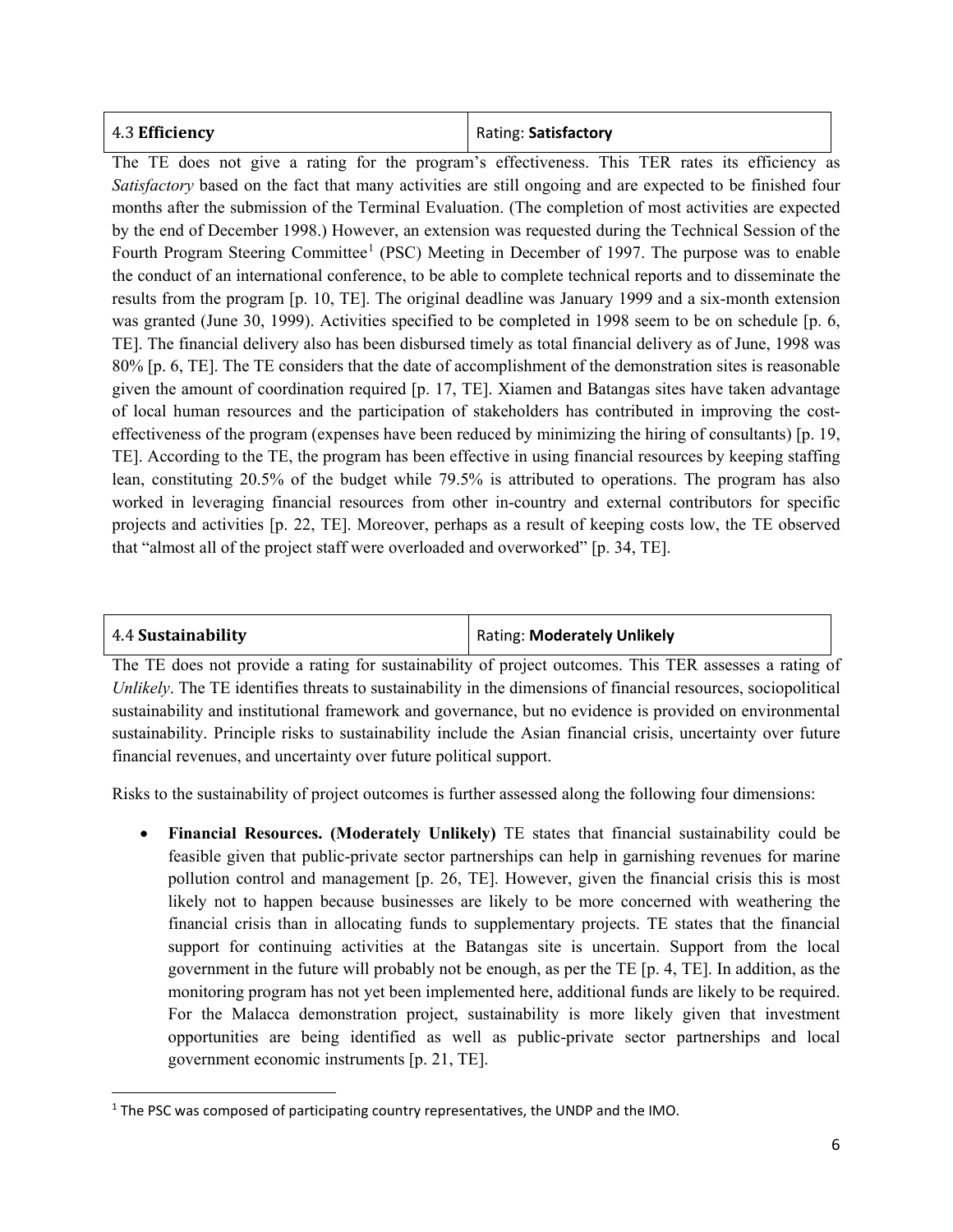| 4.3 **Efficiency** | Rating: **Satisfactory** |
|---|---|

The TE does not give a rating for the program's effectiveness. This TER rates its efficiency as *Satisfactory* based on the fact that many activities are still ongoing and are expected to be finished four months after the submission of the Terminal Evaluation. (The completion of most activities are expected by the end of December 1998.) However, an extension was requested during the Technical Session of the Fourth Program Steering Committee[1] (PSC) Meeting in December of 1997. The purpose was to enable the conduct of an international conference, to be able to complete technical reports and to disseminate the results from the program [p. 10, TE]. The original deadline was January 1999 and a six-month extension was granted (June 30, 1999). Activities specified to be completed in 1998 seem to be on schedule [p. 6, TE]. The financial delivery also has been disbursed timely as total financial delivery as of June, 1998 was 80% [p. 6, TE]. The TE considers that the date of accomplishment of the demonstration sites is reasonable given the amount of coordination required [p. 17, TE]. Xiamen and Batangas sites have taken advantage of local human resources and the participation of stakeholders has contributed in improving the cost-effectiveness of the program (expenses have been reduced by minimizing the hiring of consultants) [p. 19, TE]. According to the TE, the program has been effective in using financial resources by keeping staffing lean, constituting 20.5% of the budget while 79.5% is attributed to operations. The program has also worked in leveraging financial resources from other in-country and external contributors for specific projects and activities [p. 22, TE]. Moreover, perhaps as a result of keeping costs low, the TE observed that "almost all of the project staff were overloaded and overworked" [p. 34, TE].

| 4.4 **Sustainability** | Rating: **Moderately Unlikely** |
|---|---|

The TE does not provide a rating for sustainability of project outcomes. This TER assesses a rating of *Unlikely*. The TE identifies threats to sustainability in the dimensions of financial resources, sociopolitical sustainability and institutional framework and governance, but no evidence is provided on environmental sustainability. Principle risks to sustainability include the Asian financial crisis, uncertainty over future financial revenues, and uncertainty over future political support.

Risks to the sustainability of project outcomes is further assessed along the following four dimensions:

- **Financial Resources. (Moderately Unlikely)** TE states that financial sustainability could be feasible given that public-private sector partnerships can help in garnishing revenues for marine pollution control and management [p. 26, TE]. However, given the financial crisis this is most likely not to happen because businesses are likely to be more concerned with weathering the financial crisis than in allocating funds to supplementary projects. TE states that the financial support for continuing activities at the Batangas site is uncertain. Support from the local government in the future will probably not be enough, as per the TE [p. 4, TE]. In addition, as the monitoring program has not yet been implemented here, additional funds are likely to be required. For the Malacca demonstration project, sustainability is more likely given that investment opportunities are being identified as well as public-private sector partnerships and local government economic instruments [p. 21, TE].

[1] The PSC was composed of participating country representatives, the UNDP and the IMO.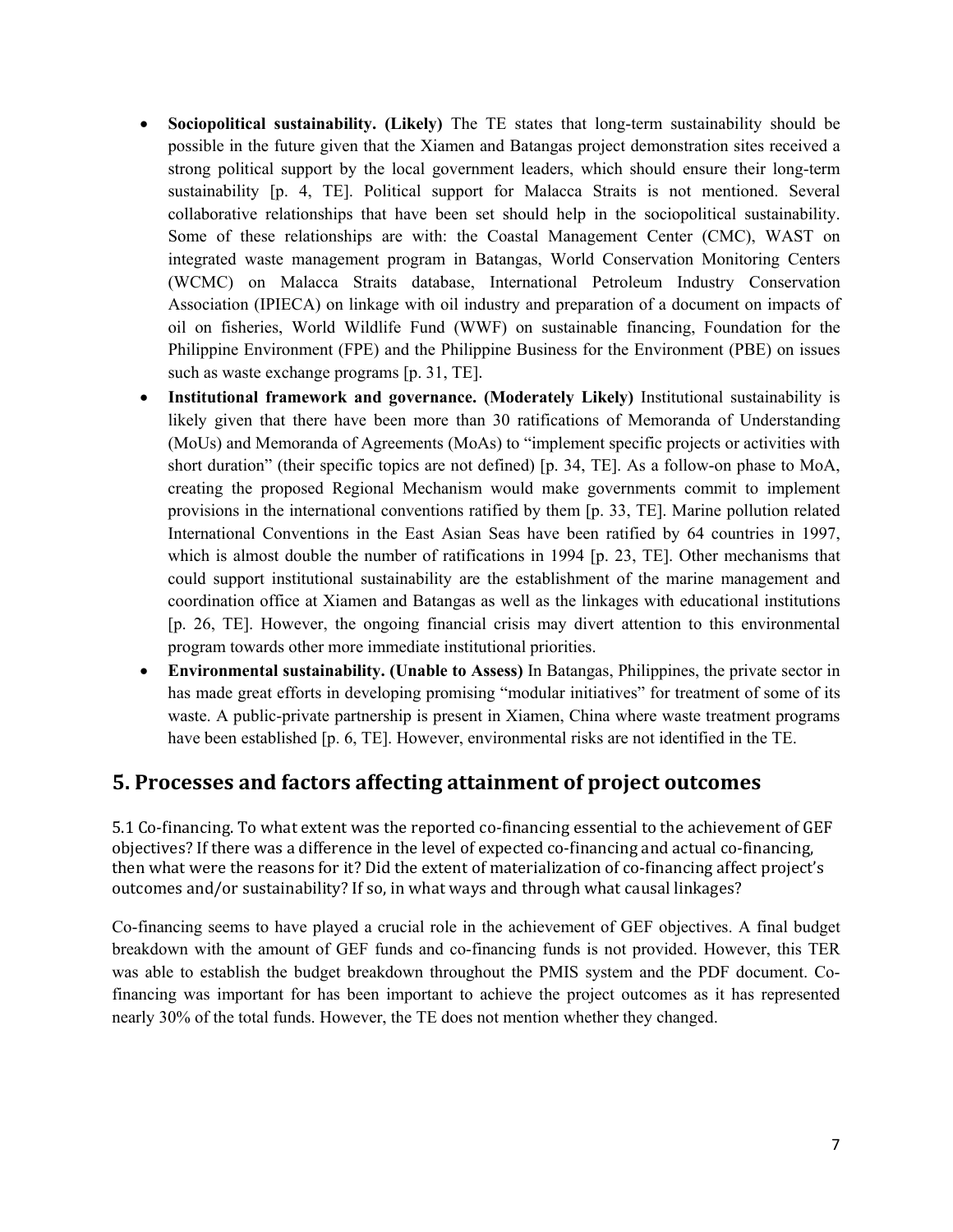- **Sociopolitical sustainability. (Likely)** The TE states that long-term sustainability should be possible in the future given that the Xiamen and Batangas project demonstration sites received a strong political support by the local government leaders, which should ensure their long-term sustainability [p. 4, TE]. Political support for Malacca Straits is not mentioned. Several collaborative relationships that have been set should help in the sociopolitical sustainability. Some of these relationships are with: the Coastal Management Center (CMC), WAST on integrated waste management program in Batangas, World Conservation Monitoring Centers (WCMC) on Malacca Straits database, International Petroleum Industry Conservation Association (IPIECA) on linkage with oil industry and preparation of a document on impacts of oil on fisheries, World Wildlife Fund (WWF) on sustainable financing, Foundation for the Philippine Environment (FPE) and the Philippine Business for the Environment (PBE) on issues such as waste exchange programs [p. 31, TE].
- **Institutional framework and governance. (Moderately Likely)** Institutional sustainability is likely given that there have been more than 30 ratifications of Memoranda of Understanding (MoUs) and Memoranda of Agreements (MoAs) to "implement specific projects or activities with short duration" (their specific topics are not defined) [p. 34, TE]. As a follow-on phase to MoA, creating the proposed Regional Mechanism would make governments commit to implement provisions in the international conventions ratified by them [p. 33, TE]. Marine pollution related International Conventions in the East Asian Seas have been ratified by 64 countries in 1997, which is almost double the number of ratifications in 1994 [p. 23, TE]. Other mechanisms that could support institutional sustainability are the establishment of the marine management and coordination office at Xiamen and Batangas as well as the linkages with educational institutions [p. 26, TE]. However, the ongoing financial crisis may divert attention to this environmental program towards other more immediate institutional priorities.
- **Environmental sustainability. (Unable to Assess)** In Batangas, Philippines, the private sector in has made great efforts in developing promising "modular initiatives" for treatment of some of its waste. A public-private partnership is present in Xiamen, China where waste treatment programs have been established [p. 6, TE]. However, environmental risks are not identified in the TE.

## 5. Processes and factors affecting attainment of project outcomes

5.1 Co-financing. To what extent was the reported co-financing essential to the achievement of GEF objectives? If there was a difference in the level of expected co-financing and actual co-financing, then what were the reasons for it? Did the extent of materialization of co-financing affect project's outcomes and/or sustainability? If so, in what ways and through what causal linkages?

Co-financing seems to have played a crucial role in the achievement of GEF objectives. A final budget breakdown with the amount of GEF funds and co-financing funds is not provided. However, this TER was able to establish the budget breakdown throughout the PMIS system and the PDF document. Co-financing was important for has been important to achieve the project outcomes as it has represented nearly 30% of the total funds. However, the TE does not mention whether they changed.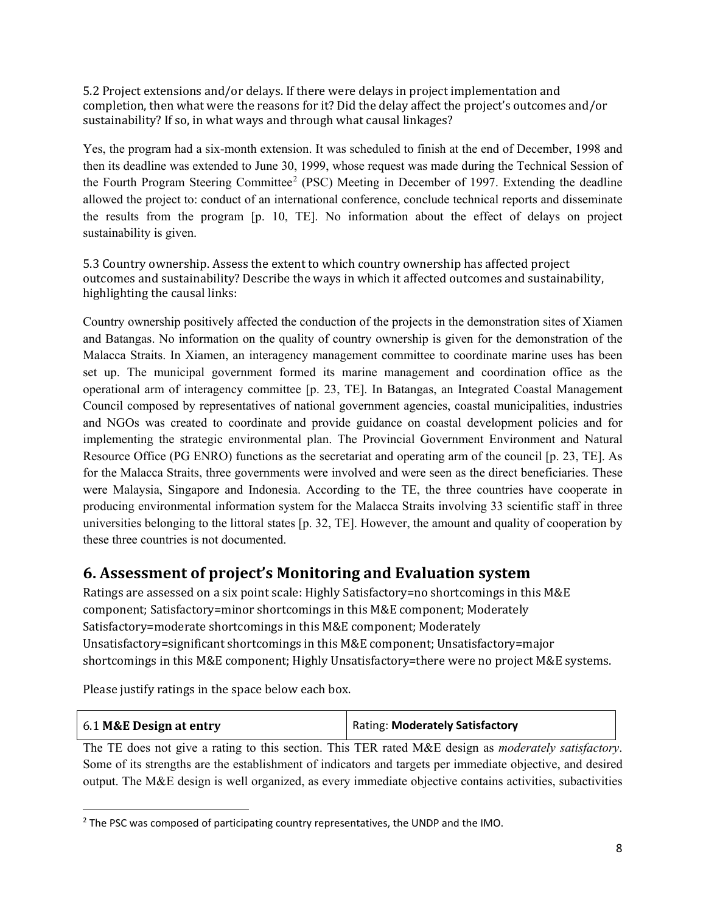5.2 Project extensions and/or delays. If there were delays in project implementation and completion, then what were the reasons for it? Did the delay affect the project's outcomes and/or sustainability? If so, in what ways and through what causal linkages?

Yes, the program had a six-month extension. It was scheduled to finish at the end of December, 1998 and then its deadline was extended to June 30, 1999, whose request was made during the Technical Session of the Fourth Program Steering Committee[2] (PSC) Meeting in December of 1997. Extending the deadline allowed the project to: conduct of an international conference, conclude technical reports and disseminate the results from the program [p. 10, TE]. No information about the effect of delays on project sustainability is given.

5.3 Country ownership. Assess the extent to which country ownership has affected project outcomes and sustainability? Describe the ways in which it affected outcomes and sustainability, highlighting the causal links:

Country ownership positively affected the conduction of the projects in the demonstration sites of Xiamen and Batangas. No information on the quality of country ownership is given for the demonstration of the Malacca Straits. In Xiamen, an interagency management committee to coordinate marine uses has been set up. The municipal government formed its marine management and coordination office as the operational arm of interagency committee [p. 23, TE]. In Batangas, an Integrated Coastal Management Council composed by representatives of national government agencies, coastal municipalities, industries and NGOs was created to coordinate and provide guidance on coastal development policies and for implementing the strategic environmental plan. The Provincial Government Environment and Natural Resource Office (PG ENRO) functions as the secretariat and operating arm of the council [p. 23, TE]. As for the Malacca Straits, three governments were involved and were seen as the direct beneficiaries. These were Malaysia, Singapore and Indonesia. According to the TE, the three countries have cooperate in producing environmental information system for the Malacca Straits involving 33 scientific staff in three universities belonging to the littoral states [p. 32, TE]. However, the amount and quality of cooperation by these three countries is not documented.

## 6. Assessment of project's Monitoring and Evaluation system

Ratings are assessed on a six point scale: Highly Satisfactory=no shortcomings in this M&E component; Satisfactory=minor shortcomings in this M&E component; Moderately Satisfactory=moderate shortcomings in this M&E component; Moderately Unsatisfactory=significant shortcomings in this M&E component; Unsatisfactory=major shortcomings in this M&E component; Highly Unsatisfactory=there were no project M&E systems.

Please justify ratings in the space below each box.

| 6.1 **M&E Design at entry** | Rating: **Moderately Satisfactory** |
|---|---|

The TE does not give a rating to this section. This TER rated M&E design as *moderately satisfactory*. Some of its strengths are the establishment of indicators and targets per immediate objective, and desired output. The M&E design is well organized, as every immediate objective contains activities, subactivities

[2] The PSC was composed of participating country representatives, the UNDP and the IMO.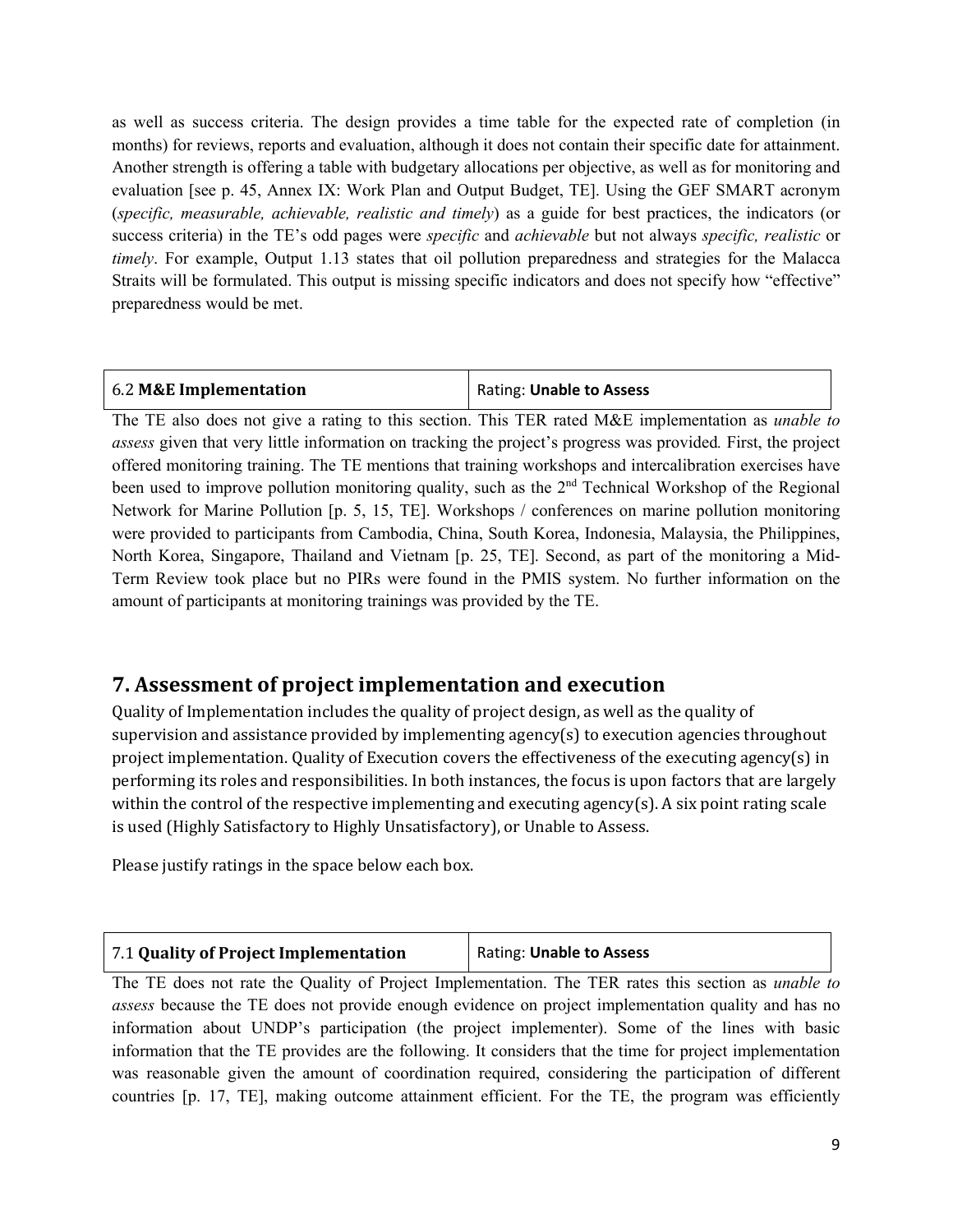as well as success criteria. The design provides a time table for the expected rate of completion (in months) for reviews, reports and evaluation, although it does not contain their specific date for attainment. Another strength is offering a table with budgetary allocations per objective, as well as for monitoring and evaluation [see p. 45, Annex IX: Work Plan and Output Budget, TE]. Using the GEF SMART acronym (*specific, measurable, achievable, realistic and timely*) as a guide for best practices, the indicators (or success criteria) in the TE's odd pages were *specific* and *achievable* but not always *specific, realistic* or *timely*. For example, Output 1.13 states that oil pollution preparedness and strategies for the Malacca Straits will be formulated. This output is missing specific indicators and does not specify how "effective" preparedness would be met.

| 6.2 **M&E Implementation** | Rating: **Unable to Assess** |
|---|---|

The TE also does not give a rating to this section. This TER rated M&E implementation as *unable to assess* given that very little information on tracking the project's progress was provided. First, the project offered monitoring training. The TE mentions that training workshops and intercalibration exercises have been used to improve pollution monitoring quality, such as the 2nd Technical Workshop of the Regional Network for Marine Pollution [p. 5, 15, TE]. Workshops / conferences on marine pollution monitoring were provided to participants from Cambodia, China, South Korea, Indonesia, Malaysia, the Philippines, North Korea, Singapore, Thailand and Vietnam [p. 25, TE]. Second, as part of the monitoring a Mid-Term Review took place but no PIRs were found in the PMIS system. No further information on the amount of participants at monitoring trainings was provided by the TE.

## 7. Assessment of project implementation and execution

Quality of Implementation includes the quality of project design, as well as the quality of supervision and assistance provided by implementing agency(s) to execution agencies throughout project implementation. Quality of Execution covers the effectiveness of the executing agency(s) in performing its roles and responsibilities. In both instances, the focus is upon factors that are largely within the control of the respective implementing and executing agency(s). A six point rating scale is used (Highly Satisfactory to Highly Unsatisfactory), or Unable to Assess.

Please justify ratings in the space below each box.

| 7.1 **Quality of Project Implementation** | Rating: **Unable to Assess** |
|---|---|

The TE does not rate the Quality of Project Implementation. The TER rates this section as *unable to assess* because the TE does not provide enough evidence on project implementation quality and has no information about UNDP's participation (the project implementer). Some of the lines with basic information that the TE provides are the following. It considers that the time for project implementation was reasonable given the amount of coordination required, considering the participation of different countries [p. 17, TE], making outcome attainment efficient. For the TE, the program was efficiently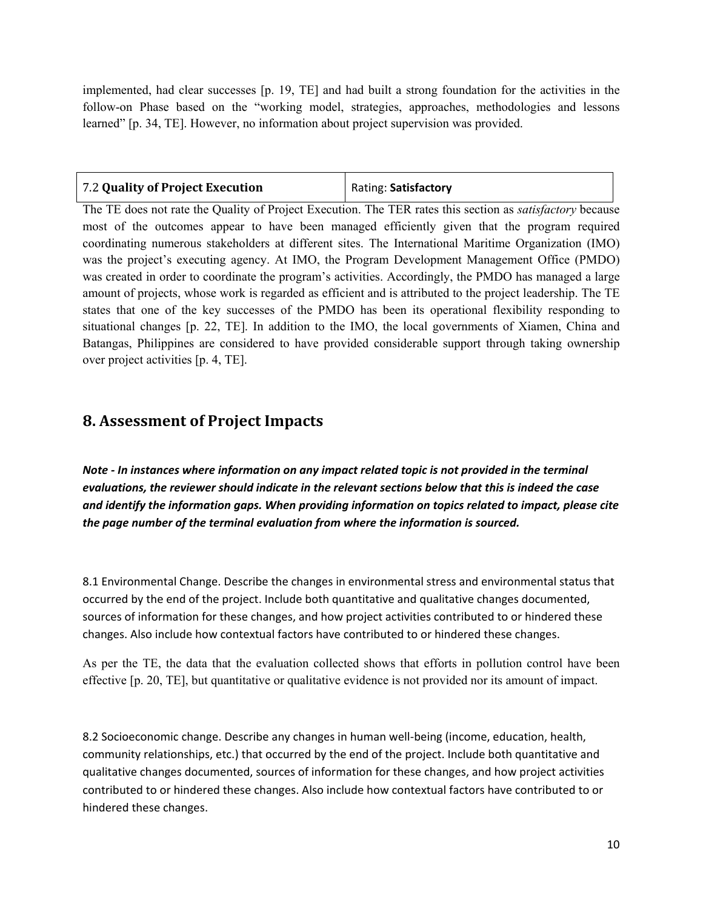implemented, had clear successes [p. 19, TE] and had built a strong foundation for the activities in the follow-on Phase based on the "working model, strategies, approaches, methodologies and lessons learned" [p. 34, TE]. However, no information about project supervision was provided.

| 7.2 **Quality of Project Execution** | Rating: **Satisfactory** |
|---|---|

The TE does not rate the Quality of Project Execution. The TER rates this section as *satisfactory* because most of the outcomes appear to have been managed efficiently given that the program required coordinating numerous stakeholders at different sites. The International Maritime Organization (IMO) was the project's executing agency. At IMO, the Program Development Management Office (PMDO) was created in order to coordinate the program's activities. Accordingly, the PMDO has managed a large amount of projects, whose work is regarded as efficient and is attributed to the project leadership. The TE states that one of the key successes of the PMDO has been its operational flexibility responding to situational changes [p. 22, TE]. In addition to the IMO, the local governments of Xiamen, China and Batangas, Philippines are considered to have provided considerable support through taking ownership over project activities [p. 4, TE].

## 8. Assessment of Project Impacts

***Note - In instances where information on any impact related topic is not provided in the terminal evaluations, the reviewer should indicate in the relevant sections below that this is indeed the case and identify the information gaps. When providing information on topics related to impact, please cite the page number of the terminal evaluation from where the information is sourced.***

8.1 Environmental Change. Describe the changes in environmental stress and environmental status that occurred by the end of the project. Include both quantitative and qualitative changes documented, sources of information for these changes, and how project activities contributed to or hindered these changes. Also include how contextual factors have contributed to or hindered these changes.

As per the TE, the data that the evaluation collected shows that efforts in pollution control have been effective [p. 20, TE], but quantitative or qualitative evidence is not provided nor its amount of impact.

8.2 Socioeconomic change. Describe any changes in human well-being (income, education, health, community relationships, etc.) that occurred by the end of the project. Include both quantitative and qualitative changes documented, sources of information for these changes, and how project activities contributed to or hindered these changes. Also include how contextual factors have contributed to or hindered these changes.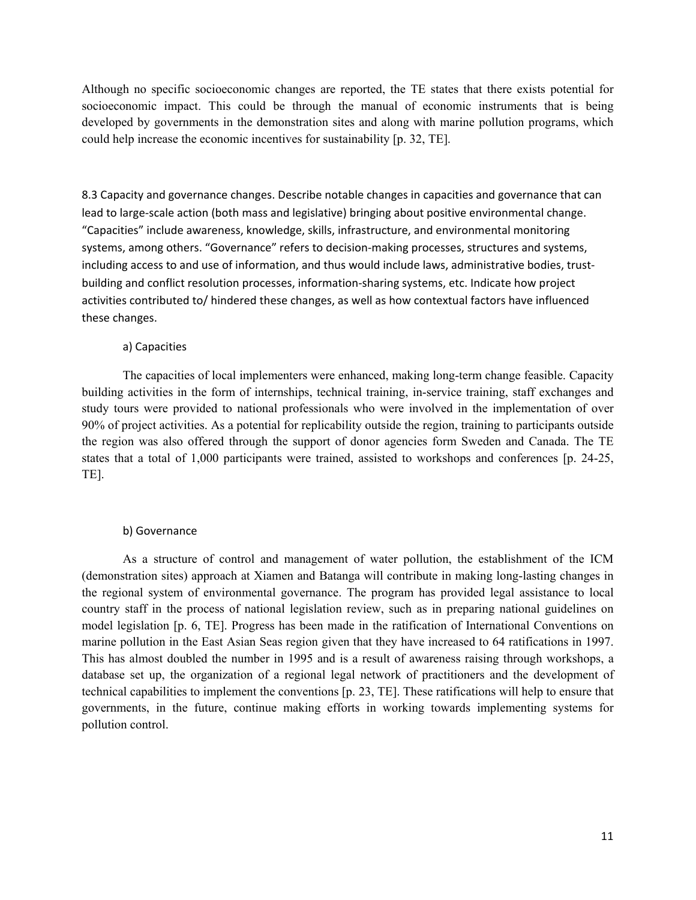Although no specific socioeconomic changes are reported, the TE states that there exists potential for socioeconomic impact. This could be through the manual of economic instruments that is being developed by governments in the demonstration sites and along with marine pollution programs, which could help increase the economic incentives for sustainability [p. 32, TE].

8.3 Capacity and governance changes. Describe notable changes in capacities and governance that can lead to large-scale action (both mass and legislative) bringing about positive environmental change. "Capacities" include awareness, knowledge, skills, infrastructure, and environmental monitoring systems, among others. "Governance" refers to decision-making processes, structures and systems, including access to and use of information, and thus would include laws, administrative bodies, trust-building and conflict resolution processes, information-sharing systems, etc. Indicate how project activities contributed to/ hindered these changes, as well as how contextual factors have influenced these changes.

a) Capacities

The capacities of local implementers were enhanced, making long-term change feasible. Capacity building activities in the form of internships, technical training, in-service training, staff exchanges and study tours were provided to national professionals who were involved in the implementation of over 90% of project activities. As a potential for replicability outside the region, training to participants outside the region was also offered through the support of donor agencies form Sweden and Canada. The TE states that a total of 1,000 participants were trained, assisted to workshops and conferences [p. 24-25, TE].

b) Governance

As a structure of control and management of water pollution, the establishment of the ICM (demonstration sites) approach at Xiamen and Batanga will contribute in making long-lasting changes in the regional system of environmental governance. The program has provided legal assistance to local country staff in the process of national legislation review, such as in preparing national guidelines on model legislation [p. 6, TE]. Progress has been made in the ratification of International Conventions on marine pollution in the East Asian Seas region given that they have increased to 64 ratifications in 1997. This has almost doubled the number in 1995 and is a result of awareness raising through workshops, a database set up, the organization of a regional legal network of practitioners and the development of technical capabilities to implement the conventions [p. 23, TE]. These ratifications will help to ensure that governments, in the future, continue making efforts in working towards implementing systems for pollution control.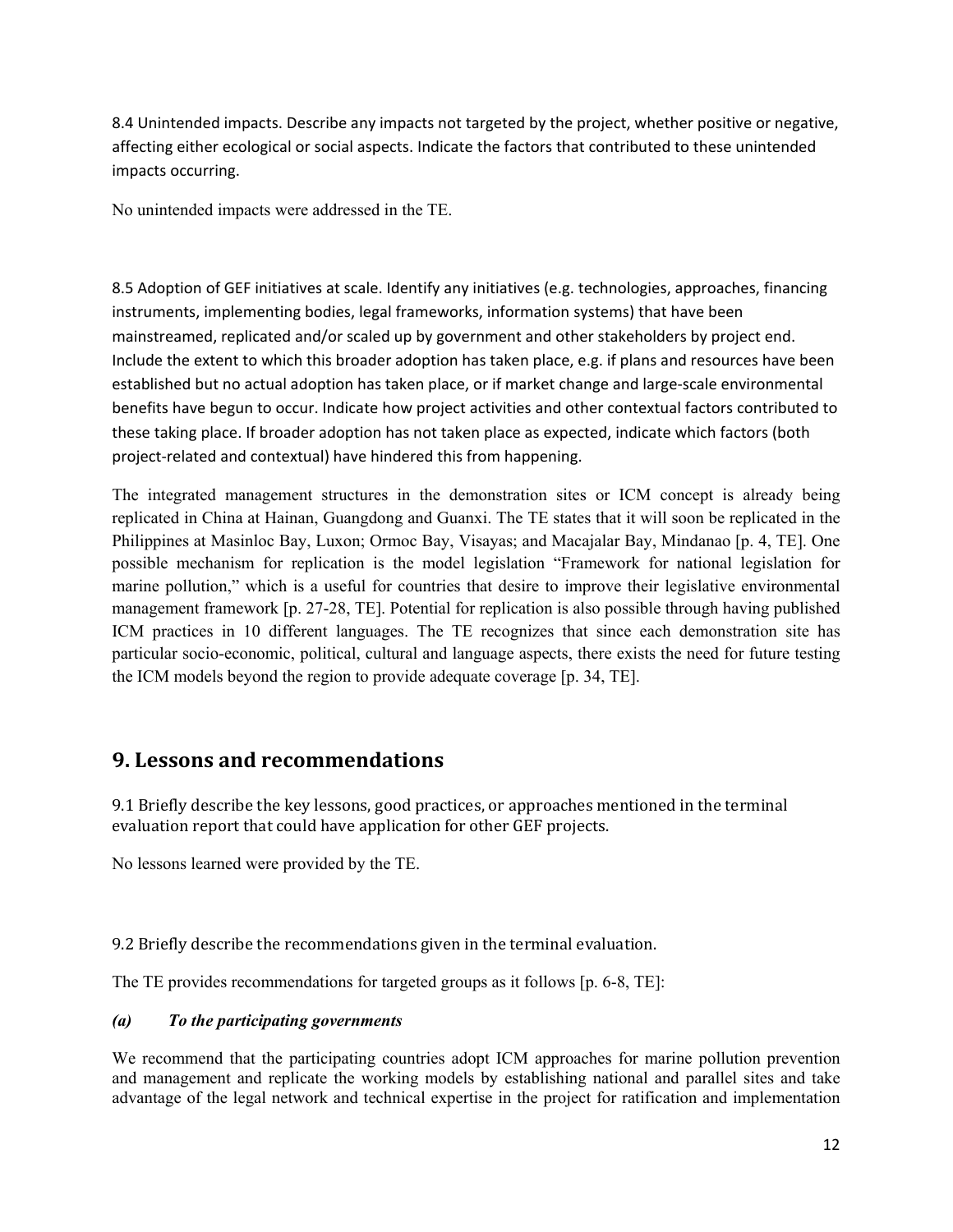8.4 Unintended impacts. Describe any impacts not targeted by the project, whether positive or negative, affecting either ecological or social aspects. Indicate the factors that contributed to these unintended impacts occurring.

No unintended impacts were addressed in the TE.

8.5 Adoption of GEF initiatives at scale. Identify any initiatives (e.g. technologies, approaches, financing instruments, implementing bodies, legal frameworks, information systems) that have been mainstreamed, replicated and/or scaled up by government and other stakeholders by project end. Include the extent to which this broader adoption has taken place, e.g. if plans and resources have been established but no actual adoption has taken place, or if market change and large-scale environmental benefits have begun to occur. Indicate how project activities and other contextual factors contributed to these taking place. If broader adoption has not taken place as expected, indicate which factors (both project-related and contextual) have hindered this from happening.

The integrated management structures in the demonstration sites or ICM concept is already being replicated in China at Hainan, Guangdong and Guanxi. The TE states that it will soon be replicated in the Philippines at Masinloc Bay, Luxon; Ormoc Bay, Visayas; and Macajalar Bay, Mindanao [p. 4, TE]. One possible mechanism for replication is the model legislation "Framework for national legislation for marine pollution," which is a useful for countries that desire to improve their legislative environmental management framework [p. 27-28, TE]. Potential for replication is also possible through having published ICM practices in 10 different languages. The TE recognizes that since each demonstration site has particular socio-economic, political, cultural and language aspects, there exists the need for future testing the ICM models beyond the region to provide adequate coverage [p. 34, TE].

# 9. Lessons and recommendations

9.1 Briefly describe the key lessons, good practices, or approaches mentioned in the terminal evaluation report that could have application for other GEF projects.

No lessons learned were provided by the TE.

9.2 Briefly describe the recommendations given in the terminal evaluation.

The TE provides recommendations for targeted groups as it follows [p. 6-8, TE]:

***(a) To the participating governments***

We recommend that the participating countries adopt ICM approaches for marine pollution prevention and management and replicate the working models by establishing national and parallel sites and take advantage of the legal network and technical expertise in the project for ratification and implementation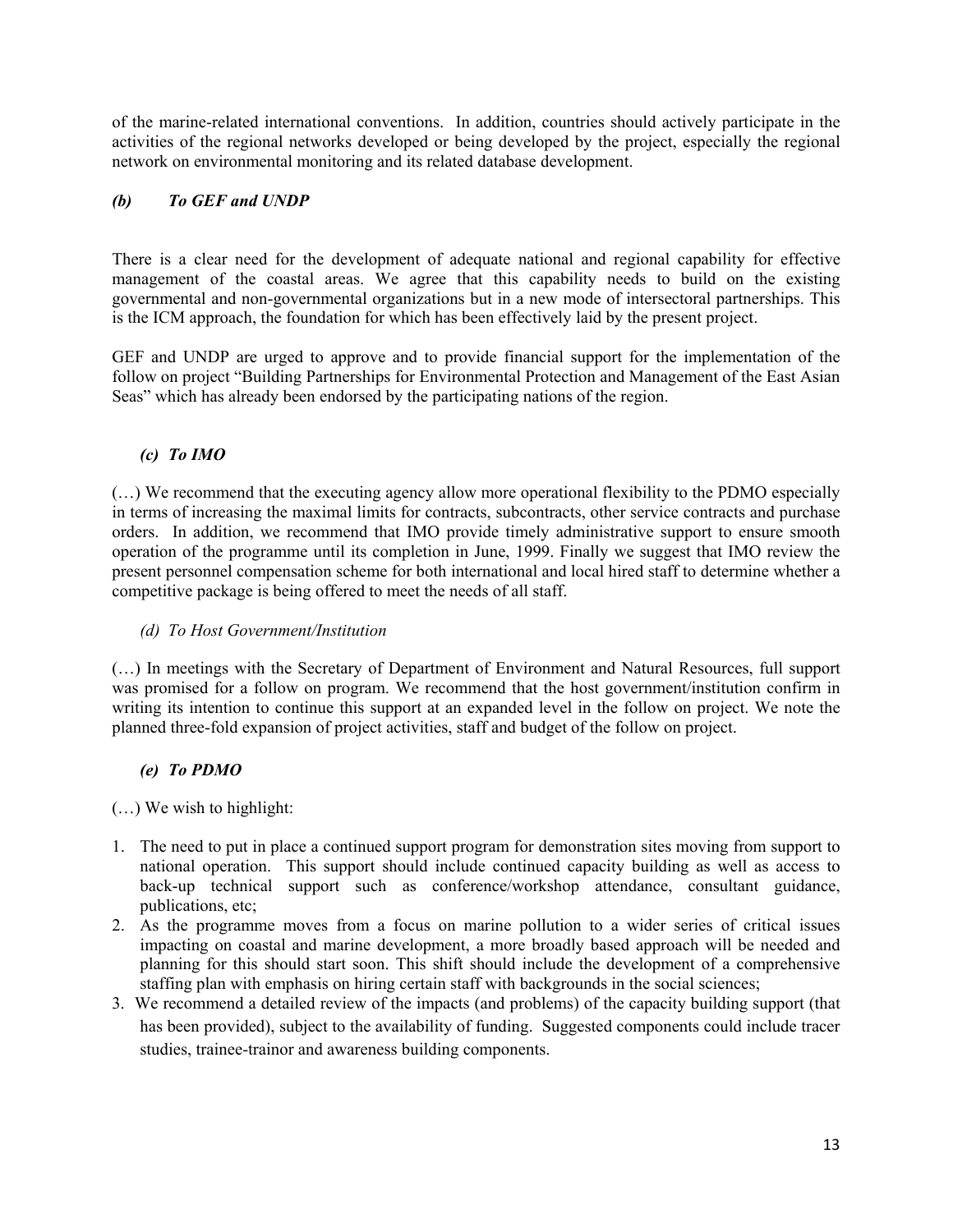of the marine-related international conventions. In addition, countries should actively participate in the activities of the regional networks developed or being developed by the project, especially the regional network on environmental monitoring and its related database development.

### *(b) To GEF and UNDP*

There is a clear need for the development of adequate national and regional capability for effective management of the coastal areas. We agree that this capability needs to build on the existing governmental and non-governmental organizations but in a new mode of intersectoral partnerships. This is the ICM approach, the foundation for which has been effectively laid by the present project.

GEF and UNDP are urged to approve and to provide financial support for the implementation of the follow on project "Building Partnerships for Environmental Protection and Management of the East Asian Seas" which has already been endorsed by the participating nations of the region.

### *(c) To IMO*

(…) We recommend that the executing agency allow more operational flexibility to the PDMO especially in terms of increasing the maximal limits for contracts, subcontracts, other service contracts and purchase orders. In addition, we recommend that IMO provide timely administrative support to ensure smooth operation of the programme until its completion in June, 1999. Finally we suggest that IMO review the present personnel compensation scheme for both international and local hired staff to determine whether a competitive package is being offered to meet the needs of all staff.

### *(d) To Host Government/Institution*

(…) In meetings with the Secretary of Department of Environment and Natural Resources, full support was promised for a follow on program. We recommend that the host government/institution confirm in writing its intention to continue this support at an expanded level in the follow on project. We note the planned three-fold expansion of project activities, staff and budget of the follow on project.

### *(e) To PDMO*

(…) We wish to highlight:

1. The need to put in place a continued support program for demonstration sites moving from support to national operation. This support should include continued capacity building as well as access to back-up technical support such as conference/workshop attendance, consultant guidance, publications, etc;
2. As the programme moves from a focus on marine pollution to a wider series of critical issues impacting on coastal and marine development, a more broadly based approach will be needed and planning for this should start soon. This shift should include the development of a comprehensive staffing plan with emphasis on hiring certain staff with backgrounds in the social sciences;
3. We recommend a detailed review of the impacts (and problems) of the capacity building support (that has been provided), subject to the availability of funding. Suggested components could include tracer studies, trainee-trainor and awareness building components.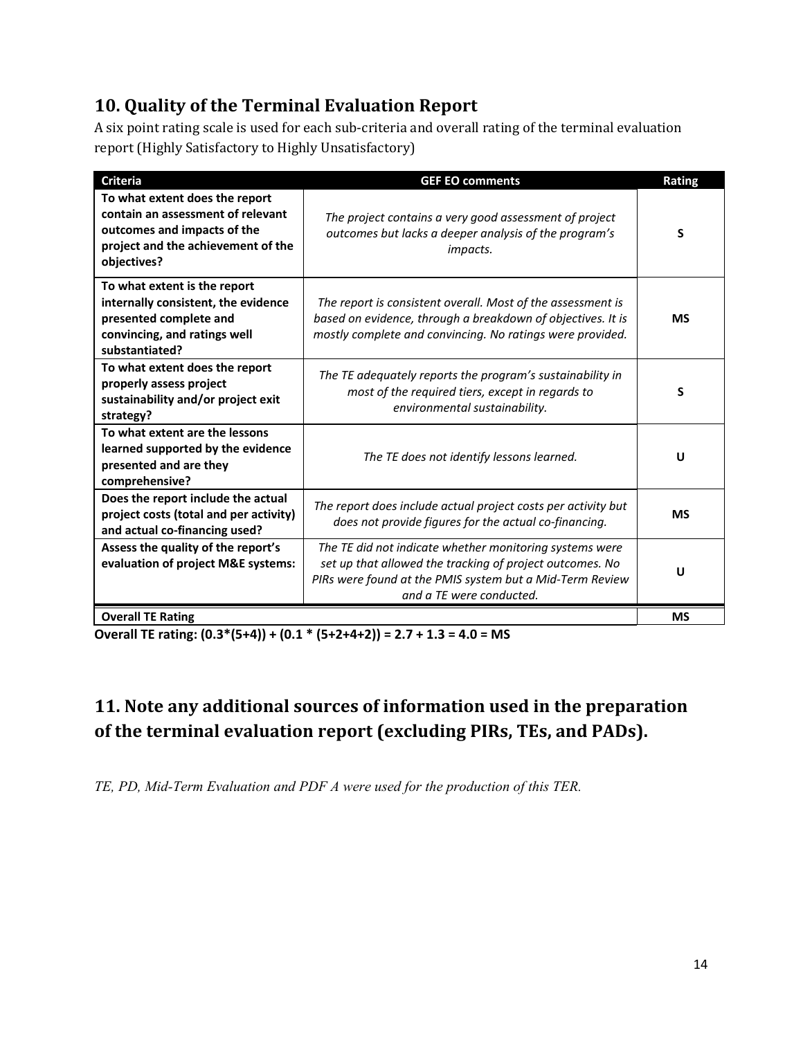## 10. Quality of the Terminal Evaluation Report

A six point rating scale is used for each sub-criteria and overall rating of the terminal evaluation report (Highly Satisfactory to Highly Unsatisfactory)

| Criteria | GEF EO comments | Rating |
|---|---|---|
| **To what extent does the report contain an assessment of relevant outcomes and impacts of the project and the achievement of the objectives?** | *The project contains a very good assessment of project outcomes but lacks a deeper analysis of the program's impacts.* | **S** |
| **To what extent is the report internally consistent, the evidence presented complete and convincing, and ratings well substantiated?** | *The report is consistent overall. Most of the assessment is based on evidence, through a breakdown of objectives. It is mostly complete and convincing. No ratings were provided.* | **MS** |
| **To what extent does the report properly assess project sustainability and/or project exit strategy?** | *The TE adequately reports the program's sustainability in most of the required tiers, except in regards to environmental sustainability.* | **S** |
| **To what extent are the lessons learned supported by the evidence presented and are they comprehensive?** | *The TE does not identify lessons learned.* | **U** |
| **Does the report include the actual project costs (total and per activity) and actual co-financing used?** | *The report does include actual project costs per activity but does not provide figures for the actual co-financing.* | **MS** |
| **Assess the quality of the report's evaluation of project M&E systems:** | *The TE did not indicate whether monitoring systems were set up that allowed the tracking of project outcomes. No PIRs were found at the PMIS system but a Mid-Term Review and a TE were conducted.* | **U** |
| **Overall TE Rating** | | **MS** |

**Overall TE rating: (0.3\*(5+4)) + (0.1 \* (5+2+4+2)) = 2.7 + 1.3 = 4.0 = MS**

## 11. Note any additional sources of information used in the preparation of the terminal evaluation report (excluding PIRs, TEs, and PADs).

*TE, PD, Mid-Term Evaluation and PDF A were used for the production of this TER.*